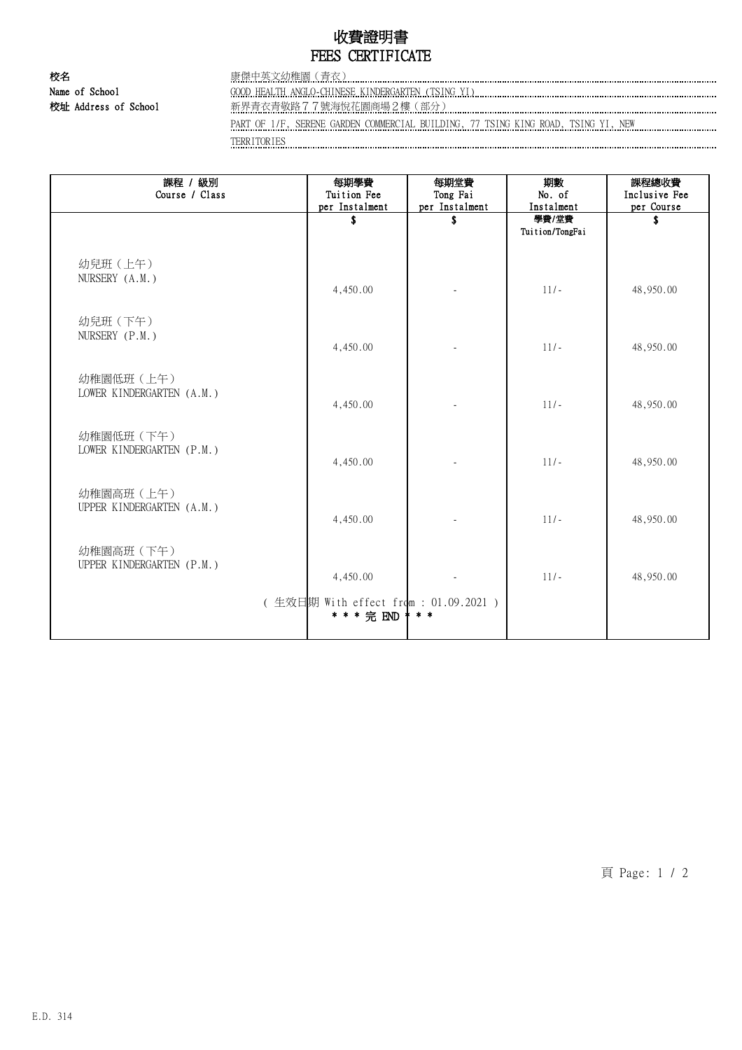# 收費證明書
# FEES CERTIFICATE

**校名**
**Name of School** 康傑中英文幼稚園（青衣）
GOOD HEALTH ANGLO-CHINESE KINDERGARTEN (TSING YI)

**校址 Address of School** 新界青衣青敬路７７號海悅花園商場２樓（部分）
PART OF 1/F, SERENE GARDEN COMMERCIAL BUILDING, 77 TSING KING ROAD, TSING YI, NEW TERRITORIES

| 課程 / 級別<br>Course / Class | 每期學費<br>Tuition Fee<br>per Instalment | 每期堂費<br>Tong Fai<br>per Instalment | 期數<br>No. of<br>Instalment | 課程總收費<br>Inclusive Fee<br>per Course |
|---|---|---|---|---|
| | $ | $ | 學費/堂費<br>Tuition/TongFai | $ |
| 幼兒班（上午）<br>NURSERY (A.M.) | 4,450.00 | - | 11/- | 48,950.00 |
| 幼兒班（下午）<br>NURSERY (P.M.) | 4,450.00 | - | 11/- | 48,950.00 |
| 幼稚園低班（上午）<br>LOWER KINDERGARTEN (A.M.) | 4,450.00 | - | 11/- | 48,950.00 |
| 幼稚園低班（下午）<br>LOWER KINDERGARTEN (P.M.) | 4,450.00 | - | 11/- | 48,950.00 |
| 幼稚園高班（上午）<br>UPPER KINDERGARTEN (A.M.) | 4,450.00 | - | 11/- | 48,950.00 |
| 幼稚園高班（下午）<br>UPPER KINDERGARTEN (P.M.) | 4,450.00 | - | 11/- | 48,950.00 |

( 生效日期 With effect from : 01.09.2021 )

* * * 完 END * * *

E.D. 314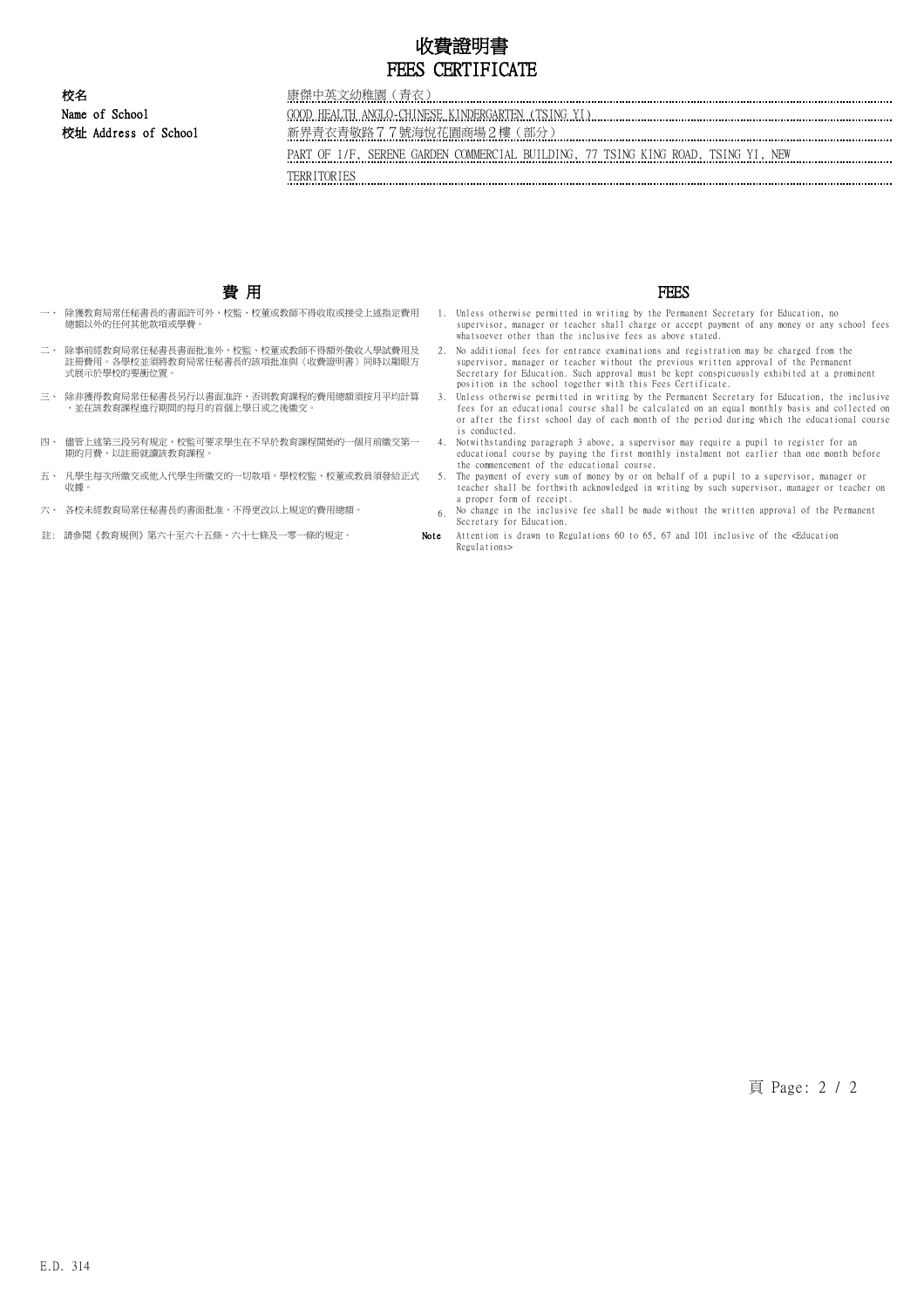# 收費證明書
# FEES CERTIFICATE

**校名**
**Name of School**

康傑中英文幼稚園（青衣）
GOOD HEALTH ANGLO-CHINESE KINDERGARTEN (TSING YI)

**校址 Address of School**

新界青衣青敬路７７號海悅花園商場２樓（部分）
PART OF 1/F, SERENE GARDEN COMMERCIAL BUILDING, 77 TSING KING ROAD, TSING YI, NEW TERRITORIES

## 費 用

一、 除獲教育局常任秘書長的書面許可外，校監、校董或教師不得收取或接受上述指定費用總額以外的任何其他款項或學費。

二、 除事前經教育局常任秘書長書面批准外，校監、校董或教師不得額外徵收入學試費用及註冊費用。各學校並須將教育局常任秘書長的該項批准與〈收費證明書〉同時以顯眼方式展示於學校的要衝位置。

三、 除非獲得教育局常任秘書長另行以書面准許，否則教育課程的費用總額須按月平均計算，並在該教育課程進行期間的每月的首個上學日或之後繳交。

四、 儘管上述第三段另有規定，校監可要求學生在不早於教育課程開始的一個月前繳交第一期的月費，以註冊就讀該教育課程。

五、 凡學生每次所繳交或他人代學生所繳交的一切款項，學校校監、校董或教員須發給正式收據。

六、 各校未經教育局常任秘書長的書面批准，不得更改以上規定的費用總額。

註: 請參閱《教育規例》第六十至六十五條、六十七條及一零一條的規定。

## FEES

1. Unless otherwise permitted in writing by the Permanent Secretary for Education, no supervisor, manager or teacher shall charge or accept payment of any money or any school fees whatsoever other than the inclusive fees as above stated.
2. No additional fees for entrance examinations and registration may be charged from the supervisor, manager or teacher without the previous written approval of the Permanent Secretary for Education. Such approval must be kept conspicuously exhibited at a prominent position in the school together with this Fees Certificate.
3. Unless otherwise permitted in writing by the Permanent Secretary for Education, the inclusive fees for an educational course shall be calculated on an equal monthly basis and collected on or after the first school day of each month of the period during which the educational course is conducted.
4. Notwithstanding paragraph 3 above, a supervisor may require a pupil to register for an educational course by paying the first monthly instalment not earlier than one month before the commencement of the educational course.
5. The payment of every sum of money by or on behalf of a pupil to a supervisor, manager or teacher shall be forthwith acknowledged in writing by such supervisor, manager or teacher on a proper form of receipt.
6. No change in the inclusive fee shall be made without the written approval of the Permanent Secretary for Education.

**Note** Attention is drawn to Regulations 60 to 65, 67 and 101 inclusive of the <Education Regulations>

E.D. 314